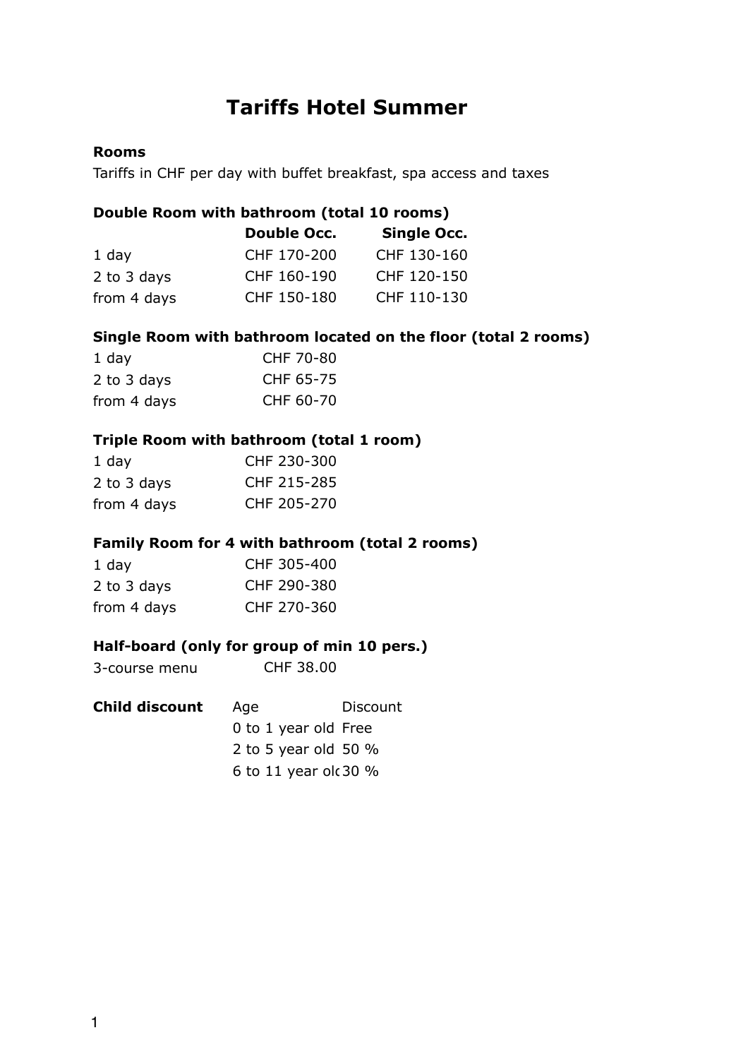# Tariffs Hotel Summer

**Rooms**

Tariffs in CHF per day with buffet breakfast, spa access and taxes

**Double Room with bathroom (total 10 rooms)**

| | **Double Occ.** | **Single Occ.** |
|---|---|---|
| 1 day | CHF 170-200 | CHF 130-160 |
| 2 to 3 days | CHF 160-190 | CHF 120-150 |
| from 4 days | CHF 150-180 | CHF 110-130 |

**Single Room with bathroom located on the floor (total 2 rooms)**

| | |
|---|---|
| 1 day | CHF 70-80 |
| 2 to 3 days | CHF 65-75 |
| from 4 days | CHF 60-70 |

**Triple Room with bathroom (total 1 room)**

| | |
|---|---|
| 1 day | CHF 230-300 |
| 2 to 3 days | CHF 215-285 |
| from 4 days | CHF 205-270 |

**Family Room for 4 with bathroom (total 2 rooms)**

| | |
|---|---|
| 1 day | CHF 305-400 |
| 2 to 3 days | CHF 290-380 |
| from 4 days | CHF 270-360 |

**Half-board (only for group of min 10 pers.)**

| | |
|---|---|
| 3-course menu | CHF 38.00 |

| **Child discount** | Age | Discount |
|---|---|---|
| | 0 to 1 year old | Free |
| | 2 to 5 year old | 50 % |
| | 6 to 11 year old | 30 % |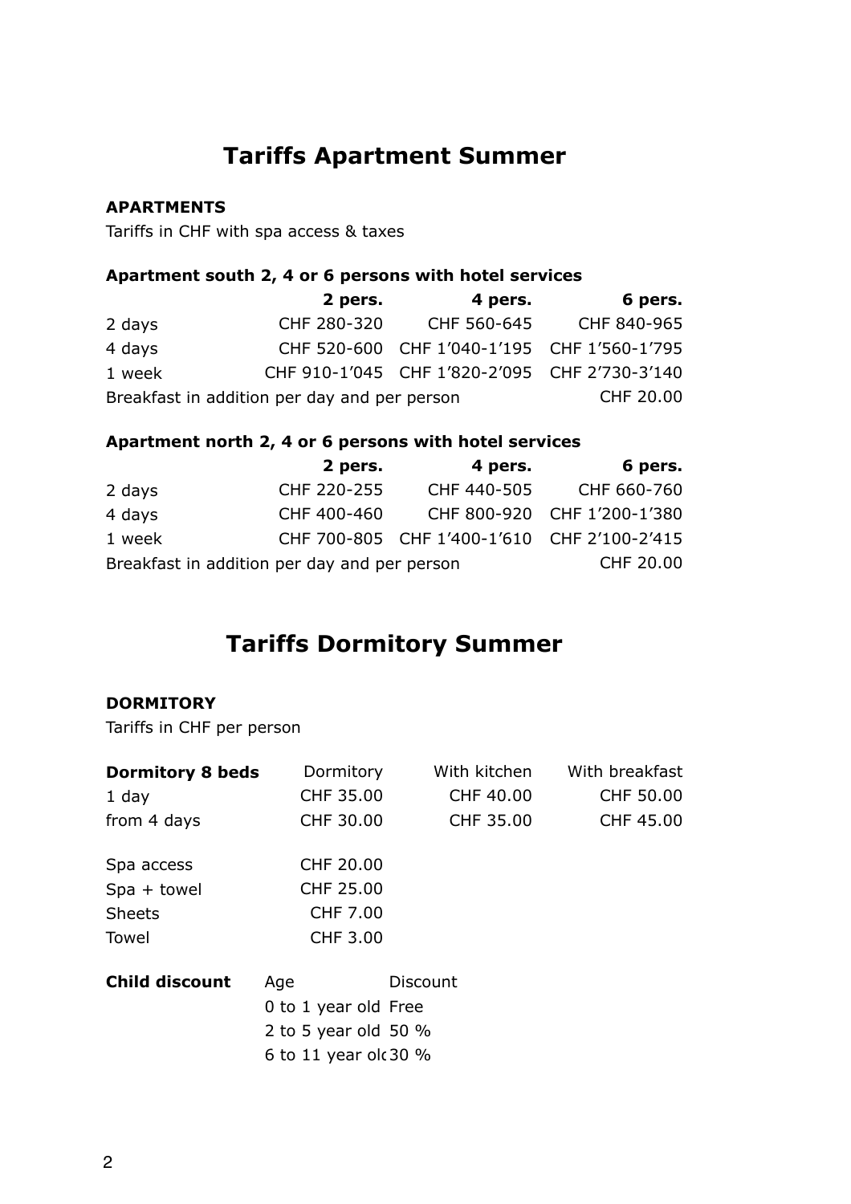# Tariffs Apartment Summer

**APARTMENTS**

Tariffs in CHF with spa access & taxes

**Apartment south 2, 4 or 6 persons with hotel services**

| | **2 pers.** | **4 pers.** | **6 pers.** |
|---|---|---|---|
| 2 days | CHF 280-320 | CHF 560-645 | CHF 840-965 |
| 4 days | CHF 520-600 | CHF 1'040-1'195 | CHF 1'560-1'795 |
| 1 week | CHF 910-1'045 | CHF 1'820-2'095 | CHF 2'730-3'140 |
| Breakfast in addition per day and per person | | | CHF 20.00 |

**Apartment north 2, 4 or 6 persons with hotel services**

| | **2 pers.** | **4 pers.** | **6 pers.** |
|---|---|---|---|
| 2 days | CHF 220-255 | CHF 440-505 | CHF 660-760 |
| 4 days | CHF 400-460 | CHF 800-920 | CHF 1'200-1'380 |
| 1 week | CHF 700-805 | CHF 1'400-1'610 | CHF 2'100-2'415 |
| Breakfast in addition per day and per person | | | CHF 20.00 |

# Tariffs Dormitory Summer

**DORMITORY**

Tariffs in CHF per person

| **Dormitory 8 beds** | Dormitory | With kitchen | With breakfast |
|---|---|---|---|
| 1 day | CHF 35.00 | CHF 40.00 | CHF 50.00 |
| from 4 days | CHF 30.00 | CHF 35.00 | CHF 45.00 |

| | |
|---|---|
| Spa access | CHF 20.00 |
| Spa + towel | CHF 25.00 |
| Sheets | CHF 7.00 |
| Towel | CHF 3.00 |

| **Child discount** | Age | Discount |
|---|---|---|
| | 0 to 1 year old | Free |
| | 2 to 5 year old | 50 % |
| | 6 to 11 year old | 30 % |